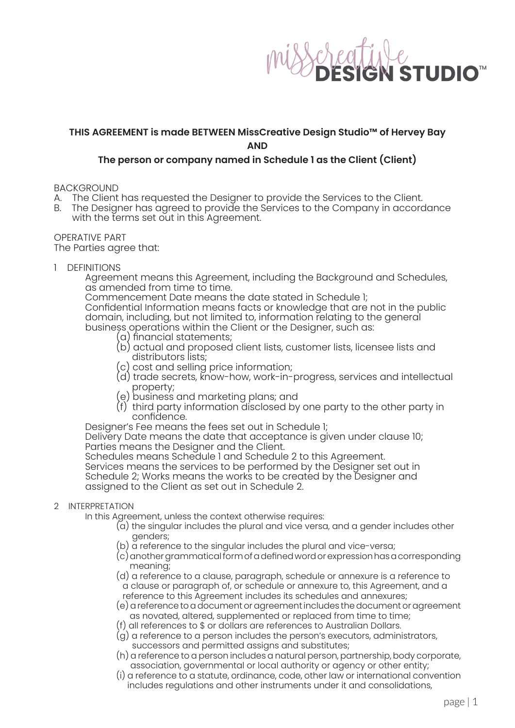**THIS AGREEMENT is made BETWEEN MissCreative Design Studio™ of Hervey Bay**

**AND**

**The person or company named in Schedule 1 as the Client (Client)**

BACKGROUND

A. The Client has requested the Designer to provide the Services to the Client.

B. The Designer has agreed to provide the Services to the Company in accordance with the terms set out in this Agreement.

OPERATIVE PART

The Parties agree that:

1 DEFINITIONS

Agreement means this Agreement, including the Background and Schedules, as amended from time to time.

Commencement Date means the date stated in Schedule 1;

Confidential Information means facts or knowledge that are not in the public domain, including, but not limited to, information relating to the general business operations within the Client or the Designer, such as:

(a) financial statements;
(b) actual and proposed client lists, customer lists, licensee lists and distributors lists;
(c) cost and selling price information;
(d) trade secrets, know-how, work-in-progress, services and intellectual property;
(e) business and marketing plans; and
(f) third party information disclosed by one party to the other party in confidence.

Designer's Fee means the fees set out in Schedule 1;

Delivery Date means the date that acceptance is given under clause 10;

Parties means the Designer and the Client.

Schedules means Schedule 1 and Schedule 2 to this Agreement.

Services means the services to be performed by the Designer set out in Schedule 2; Works means the works to be created by the Designer and assigned to the Client as set out in Schedule 2.

2 INTERPRETATION

In this Agreement, unless the context otherwise requires:

(a) the singular includes the plural and vice versa, and a gender includes other genders;
(b) a reference to the singular includes the plural and vice-versa;
(c) another grammatical form of a defined word or expression has a corresponding meaning;
(d) a reference to a clause, paragraph, schedule or annexure is a reference to a clause or paragraph of, or schedule or annexure to, this Agreement, and a reference to this Agreement includes its schedules and annexures;
(e) a reference to a document or agreement includes the document or agreement as novated, altered, supplemented or replaced from time to time;
(f) all references to $ or dollars are references to Australian Dollars.
(g) a reference to a person includes the person's executors, administrators, successors and permitted assigns and substitutes;
(h) a reference to a person includes a natural person, partnership, body corporate, association, governmental or local authority or agency or other entity;
(i) a reference to a statute, ordinance, code, other law or international convention includes regulations and other instruments under it and consolidations,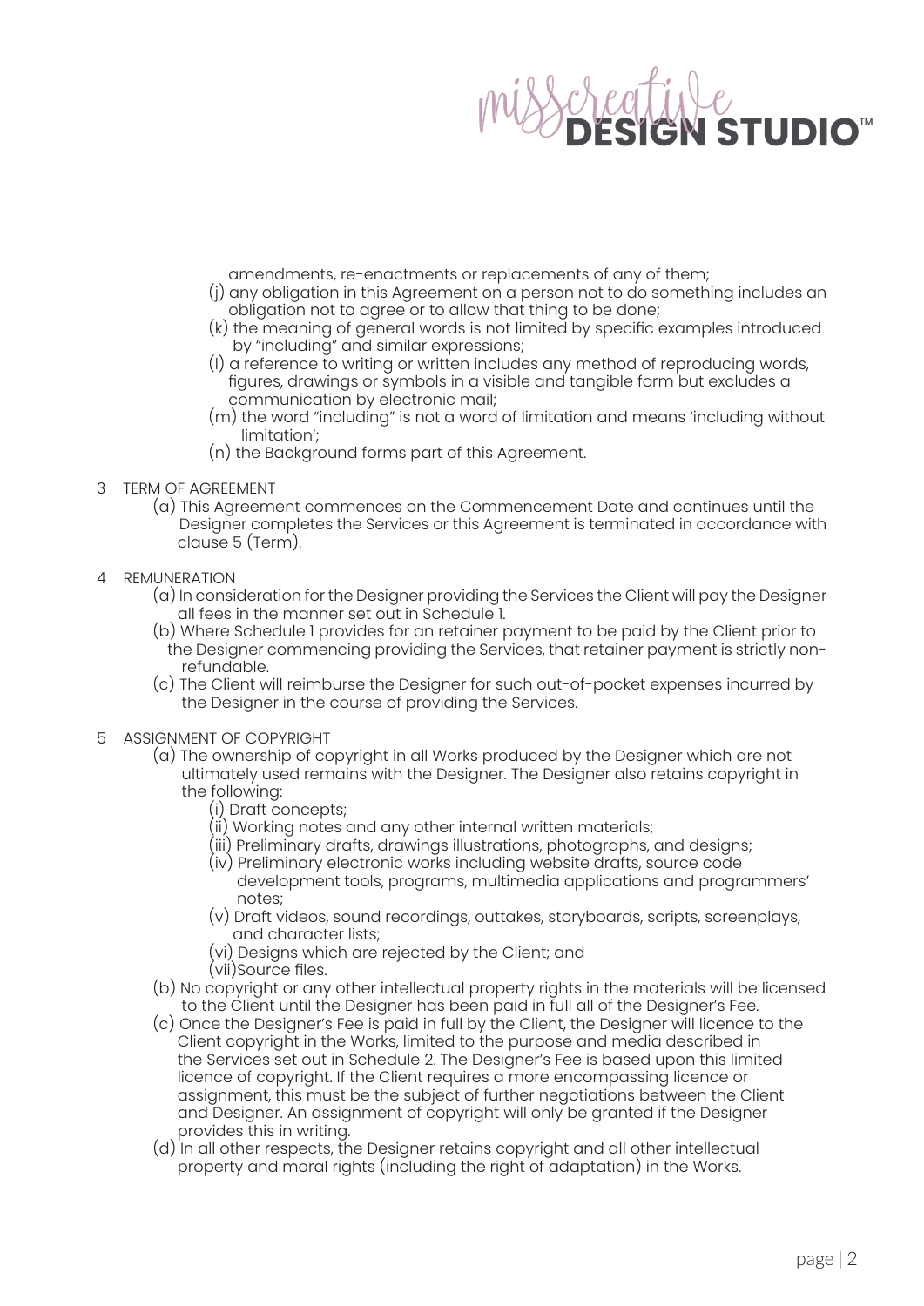amendments, re-enactments or replacements of any of them;

(j) any obligation in this Agreement on a person not to do something includes an obligation not to agree or to allow that thing to be done;

(k) the meaning of general words is not limited by specific examples introduced by "including" and similar expressions;

(l) a reference to writing or written includes any method of reproducing words, figures, drawings or symbols in a visible and tangible form but excludes a communication by electronic mail;

(m) the word "including" is not a word of limitation and means 'including without limitation';

(n) the Background forms part of this Agreement.

3 TERM OF AGREEMENT

(a) This Agreement commences on the Commencement Date and continues until the Designer completes the Services or this Agreement is terminated in accordance with clause 5 (Term).

4 REMUNERATION

(a) In consideration for the Designer providing the Services the Client will pay the Designer all fees in the manner set out in Schedule 1.

(b) Where Schedule 1 provides for an retainer payment to be paid by the Client prior to the Designer commencing providing the Services, that retainer payment is strictly non-refundable.

(c) The Client will reimburse the Designer for such out-of-pocket expenses incurred by the Designer in the course of providing the Services.

5 ASSIGNMENT OF COPYRIGHT

(a) The ownership of copyright in all Works produced by the Designer which are not ultimately used remains with the Designer. The Designer also retains copyright in the following:

(i) Draft concepts;

(ii) Working notes and any other internal written materials;

(iii) Preliminary drafts, drawings illustrations, photographs, and designs;

(iv) Preliminary electronic works including website drafts, source code development tools, programs, multimedia applications and programmers' notes;

(v) Draft videos, sound recordings, outtakes, storyboards, scripts, screenplays, and character lists;

(vi) Designs which are rejected by the Client; and

(vii)Source files.

(b) No copyright or any other intellectual property rights in the materials will be licensed to the Client until the Designer has been paid in full all of the Designer's Fee.

(c) Once the Designer's Fee is paid in full by the Client, the Designer will licence to the Client copyright in the Works, limited to the purpose and media described in the Services set out in Schedule 2. The Designer's Fee is based upon this limited licence of copyright. If the Client requires a more encompassing licence or assignment, this must be the subject of further negotiations between the Client and Designer. An assignment of copyright will only be granted if the Designer provides this in writing.

(d) In all other respects, the Designer retains copyright and all other intellectual property and moral rights (including the right of adaptation) in the Works.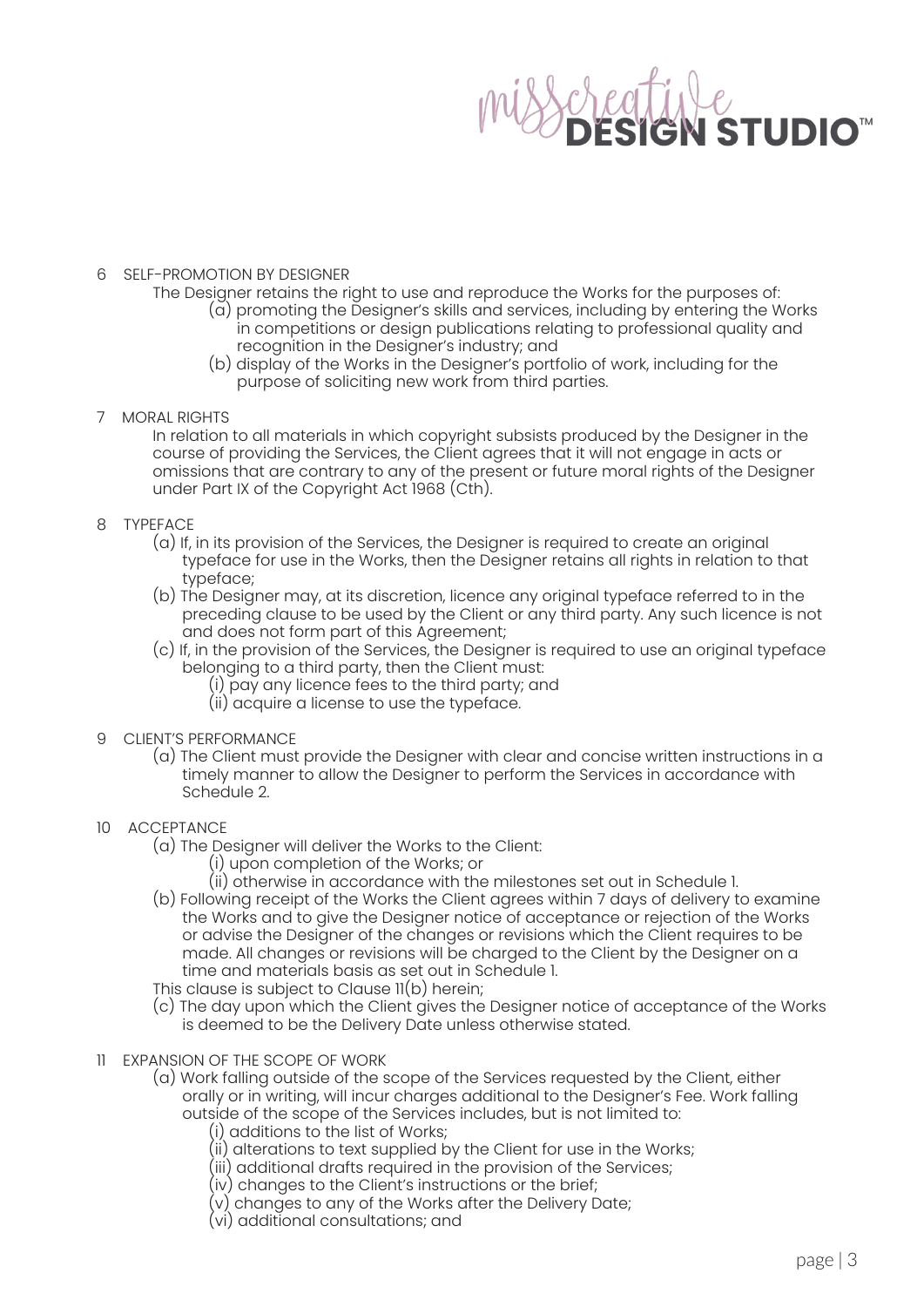## 6 SELF-PROMOTION BY DESIGNER

The Designer retains the right to use and reproduce the Works for the purposes of:

(a) promoting the Designer's skills and services, including by entering the Works in competitions or design publications relating to professional quality and recognition in the Designer's industry; and

(b) display of the Works in the Designer's portfolio of work, including for the purpose of soliciting new work from third parties.

## 7 MORAL RIGHTS

In relation to all materials in which copyright subsists produced by the Designer in the course of providing the Services, the Client agrees that it will not engage in acts or omissions that are contrary to any of the present or future moral rights of the Designer under Part IX of the Copyright Act 1968 (Cth).

## 8 TYPEFACE

(a) If, in its provision of the Services, the Designer is required to create an original typeface for use in the Works, then the Designer retains all rights in relation to that typeface;

(b) The Designer may, at its discretion, licence any original typeface referred to in the preceding clause to be used by the Client or any third party. Any such licence is not and does not form part of this Agreement;

(c) If, in the provision of the Services, the Designer is required to use an original typeface belonging to a third party, then the Client must:

(i) pay any licence fees to the third party; and

(ii) acquire a license to use the typeface.

## 9 CLIENT'S PERFORMANCE

(a) The Client must provide the Designer with clear and concise written instructions in a timely manner to allow the Designer to perform the Services in accordance with Schedule 2.

## 10 ACCEPTANCE

(a) The Designer will deliver the Works to the Client:

(i) upon completion of the Works; or

(ii) otherwise in accordance with the milestones set out in Schedule 1.

(b) Following receipt of the Works the Client agrees within 7 days of delivery to examine the Works and to give the Designer notice of acceptance or rejection of the Works or advise the Designer of the changes or revisions which the Client requires to be made. All changes or revisions will be charged to the Client by the Designer on a time and materials basis as set out in Schedule 1.

This clause is subject to Clause 11(b) herein;

(c) The day upon which the Client gives the Designer notice of acceptance of the Works is deemed to be the Delivery Date unless otherwise stated.

## 11 EXPANSION OF THE SCOPE OF WORK

(a) Work falling outside of the scope of the Services requested by the Client, either orally or in writing, will incur charges additional to the Designer's Fee. Work falling outside of the scope of the Services includes, but is not limited to:

(i) additions to the list of Works;

(ii) alterations to text supplied by the Client for use in the Works;

(iii) additional drafts required in the provision of the Services;

(iv) changes to the Client's instructions or the brief;

(v) changes to any of the Works after the Delivery Date;

(vi) additional consultations; and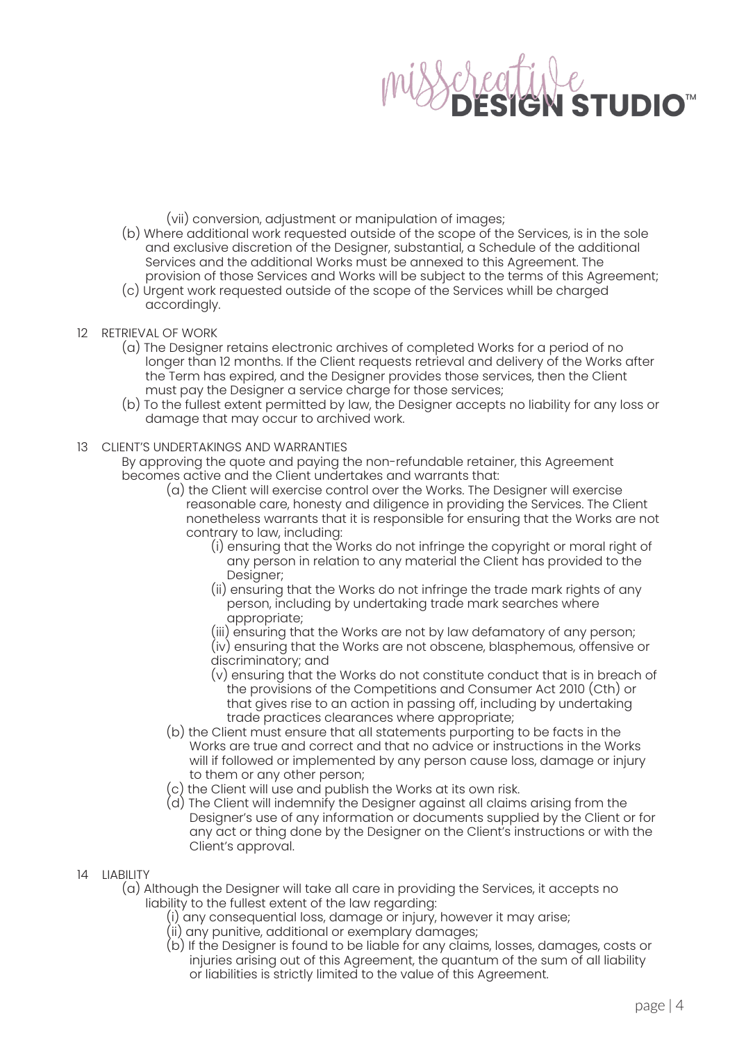(vii) conversion, adjustment or manipulation of images;

(b) Where additional work requested outside of the scope of the Services, is in the sole and exclusive discretion of the Designer, substantial, a Schedule of the additional Services and the additional Works must be annexed to this Agreement. The provision of those Services and Works will be subject to the terms of this Agreement;

(c) Urgent work requested outside of the scope of the Services whill be charged accordingly.

12 RETRIEVAL OF WORK

(a) The Designer retains electronic archives of completed Works for a period of no longer than 12 months. If the Client requests retrieval and delivery of the Works after the Term has expired, and the Designer provides those services, then the Client must pay the Designer a service charge for those services;

(b) To the fullest extent permitted by law, the Designer accepts no liability for any loss or damage that may occur to archived work.

13 CLIENT'S UNDERTAKINGS AND WARRANTIES

By approving the quote and paying the non-refundable retainer, this Agreement becomes active and the Client undertakes and warrants that:

(a) the Client will exercise control over the Works. The Designer will exercise reasonable care, honesty and diligence in providing the Services. The Client nonetheless warrants that it is responsible for ensuring that the Works are not contrary to law, including:

(i) ensuring that the Works do not infringe the copyright or moral right of any person in relation to any material the Client has provided to the Designer;

(ii) ensuring that the Works do not infringe the trade mark rights of any person, including by undertaking trade mark searches where appropriate;

(iii) ensuring that the Works are not by law defamatory of any person;

(iv) ensuring that the Works are not obscene, blasphemous, offensive or discriminatory; and

(v) ensuring that the Works do not constitute conduct that is in breach of the provisions of the Competitions and Consumer Act 2010 (Cth) or that gives rise to an action in passing off, including by undertaking trade practices clearances where appropriate;

(b) the Client must ensure that all statements purporting to be facts in the Works are true and correct and that no advice or instructions in the Works will if followed or implemented by any person cause loss, damage or injury to them or any other person;

(c) the Client will use and publish the Works at its own risk.

(d) The Client will indemnify the Designer against all claims arising from the Designer's use of any information or documents supplied by the Client or for any act or thing done by the Designer on the Client's instructions or with the Client's approval.

14 LIABILITY

(a) Although the Designer will take all care in providing the Services, it accepts no liability to the fullest extent of the law regarding:

(i) any consequential loss, damage or injury, however it may arise;

(ii) any punitive, additional or exemplary damages;

(b) If the Designer is found to be liable for any claims, losses, damages, costs or injuries arising out of this Agreement, the quantum of the sum of all liability or liabilities is strictly limited to the value of this Agreement.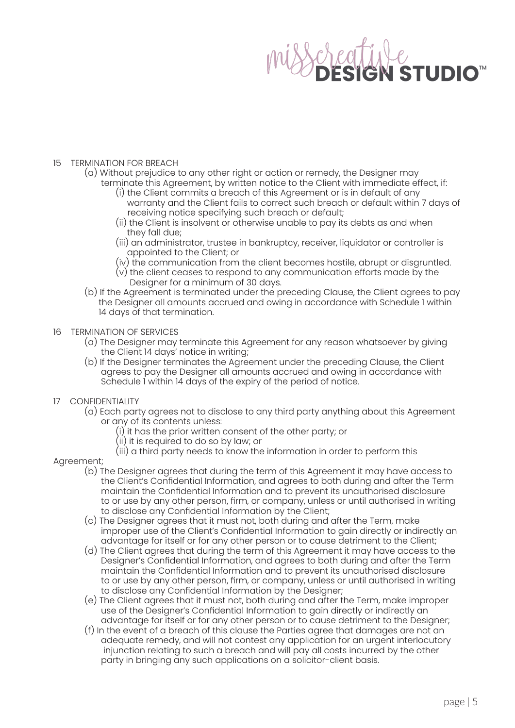15 TERMINATION FOR BREACH

(a) Without prejudice to any other right or action or remedy, the Designer may terminate this Agreement, by written notice to the Client with immediate effect, if:

(i) the Client commits a breach of this Agreement or is in default of any warranty and the Client fails to correct such breach or default within 7 days of receiving notice specifying such breach or default;

(ii) the Client is insolvent or otherwise unable to pay its debts as and when they fall due;

(iii) an administrator, trustee in bankruptcy, receiver, liquidator or controller is appointed to the Client; or

(iv) the communication from the client becomes hostile, abrupt or disgruntled.

(v) the client ceases to respond to any communication efforts made by the Designer for a minimum of 30 days.

(b) If the Agreement is terminated under the preceding Clause, the Client agrees to pay the Designer all amounts accrued and owing in accordance with Schedule 1 within 14 days of that termination.

16 TERMINATION OF SERVICES

(a) The Designer may terminate this Agreement for any reason whatsoever by giving the Client 14 days' notice in writing;

(b) If the Designer terminates the Agreement under the preceding Clause, the Client agrees to pay the Designer all amounts accrued and owing in accordance with Schedule 1 within 14 days of the expiry of the period of notice.

17 CONFIDENTIALITY

(a) Each party agrees not to disclose to any third party anything about this Agreement or any of its contents unless:

(i) it has the prior written consent of the other party; or

(ii) it is required to do so by law; or

(iii) a third party needs to know the information in order to perform this Agreement;

(b) The Designer agrees that during the term of this Agreement it may have access to the Client's Confidential Information, and agrees to both during and after the Term maintain the Confidential Information and to prevent its unauthorised disclosure to or use by any other person, firm, or company, unless or until authorised in writing to disclose any Confidential Information by the Client;

(c) The Designer agrees that it must not, both during and after the Term, make improper use of the Client's Confidential Information to gain directly or indirectly an advantage for itself or for any other person or to cause detriment to the Client;

(d) The Client agrees that during the term of this Agreement it may have access to the Designer's Confidential Information, and agrees to both during and after the Term maintain the Confidential Information and to prevent its unauthorised disclosure to or use by any other person, firm, or company, unless or until authorised in writing to disclose any Confidential Information by the Designer;

(e) The Client agrees that it must not, both during and after the Term, make improper use of the Designer's Confidential Information to gain directly or indirectly an advantage for itself or for any other person or to cause detriment to the Designer;

(f) In the event of a breach of this clause the Parties agree that damages are not an adequate remedy, and will not contest any application for an urgent interlocutory injunction relating to such a breach and will pay all costs incurred by the other party in bringing any such applications on a solicitor-client basis.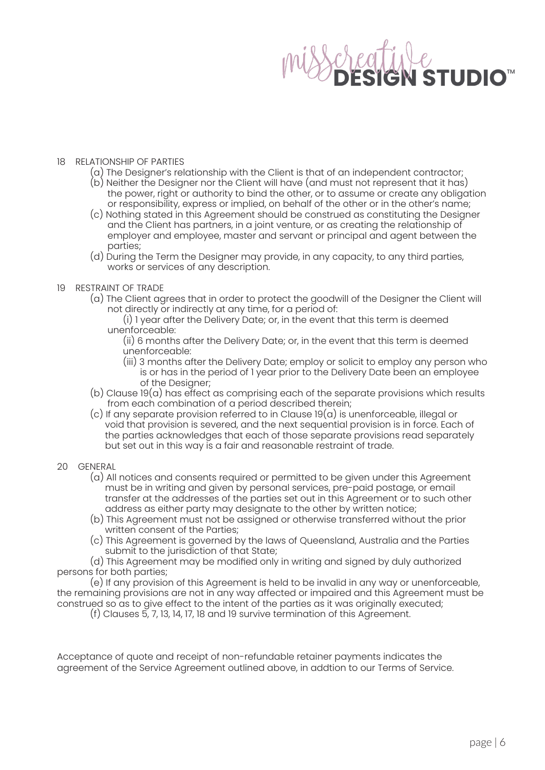18 RELATIONSHIP OF PARTIES

(a) The Designer's relationship with the Client is that of an independent contractor;

(b) Neither the Designer nor the Client will have (and must not represent that it has) the power, right or authority to bind the other, or to assume or create any obligation or responsibility, express or implied, on behalf of the other or in the other's name;

(c) Nothing stated in this Agreement should be construed as constituting the Designer and the Client has partners, in a joint venture, or as creating the relationship of employer and employee, master and servant or principal and agent between the parties;

(d) During the Term the Designer may provide, in any capacity, to any third parties, works or services of any description.

19 RESTRAINT OF TRADE

(a) The Client agrees that in order to protect the goodwill of the Designer the Client will not directly or indirectly at any time, for a period of:

(i) 1 year after the Delivery Date; or, in the event that this term is deemed unenforceable:

(ii) 6 months after the Delivery Date; or, in the event that this term is deemed unenforceable:

(iii) 3 months after the Delivery Date; employ or solicit to employ any person who is or has in the period of 1 year prior to the Delivery Date been an employee of the Designer;

(b) Clause 19(a) has effect as comprising each of the separate provisions which results from each combination of a period described therein;

(c) If any separate provision referred to in Clause 19(a) is unenforceable, illegal or void that provision is severed, and the next sequential provision is in force. Each of the parties acknowledges that each of those separate provisions read separately but set out in this way is a fair and reasonable restraint of trade.

20 GENERAL

(a) All notices and consents required or permitted to be given under this Agreement must be in writing and given by personal services, pre-paid postage, or email transfer at the addresses of the parties set out in this Agreement or to such other address as either party may designate to the other by written notice;

(b) This Agreement must not be assigned or otherwise transferred without the prior written consent of the Parties;

(c) This Agreement is governed by the laws of Queensland, Australia and the Parties submit to the jurisdiction of that State;

(d) This Agreement may be modified only in writing and signed by duly authorized persons for both parties;

(e) If any provision of this Agreement is held to be invalid in any way or unenforceable, the remaining provisions are not in any way affected or impaired and this Agreement must be construed so as to give effect to the intent of the parties as it was originally executed;

(f) Clauses 5, 7, 13, 14, 17, 18 and 19 survive termination of this Agreement.

Acceptance of quote and receipt of non-refundable retainer payments indicates the agreement of the Service Agreement outlined above, in addtion to our Terms of Service.